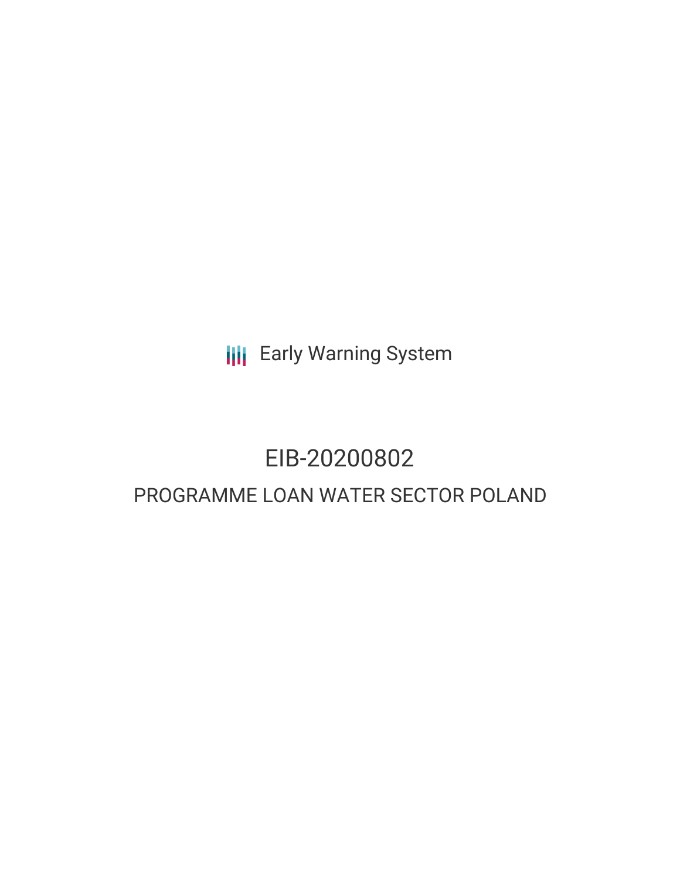Early Warning System

# EIB-20200802

## PROGRAMME LOAN WATER SECTOR POLAND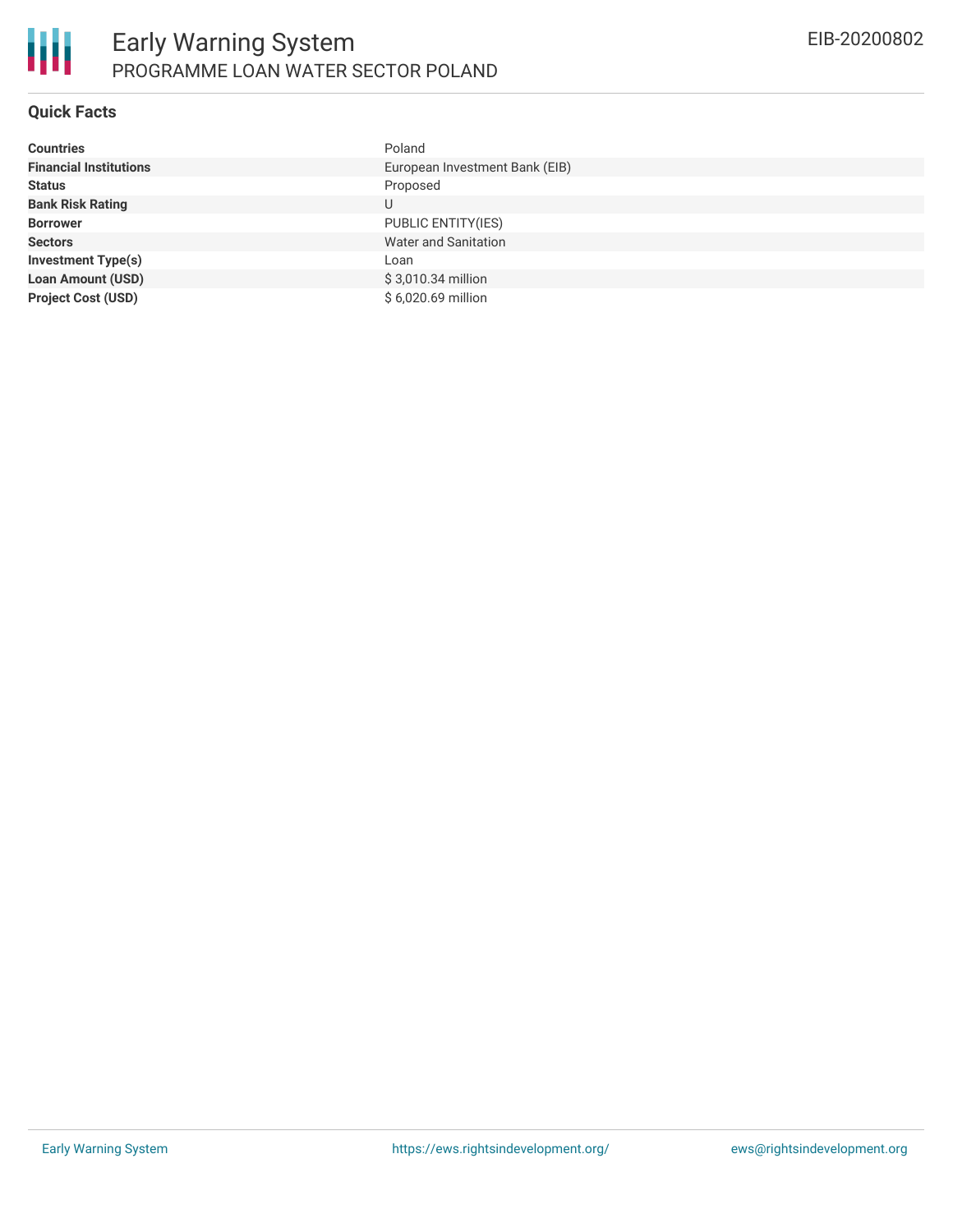# Early Warning System

## PROGRAMME LOAN WATER SECTOR POLAND

EIB-20200802

### Quick Facts

| | |
|---|---|
| **Countries** | Poland |
| **Financial Institutions** | European Investment Bank (EIB) |
| **Status** | Proposed |
| **Bank Risk Rating** | U |
| **Borrower** | PUBLIC ENTITY(IES) |
| **Sectors** | Water and Sanitation |
| **Investment Type(s)** | Loan |
| **Loan Amount (USD)** | $ 3,010.34 million |
| **Project Cost (USD)** | $ 6,020.69 million |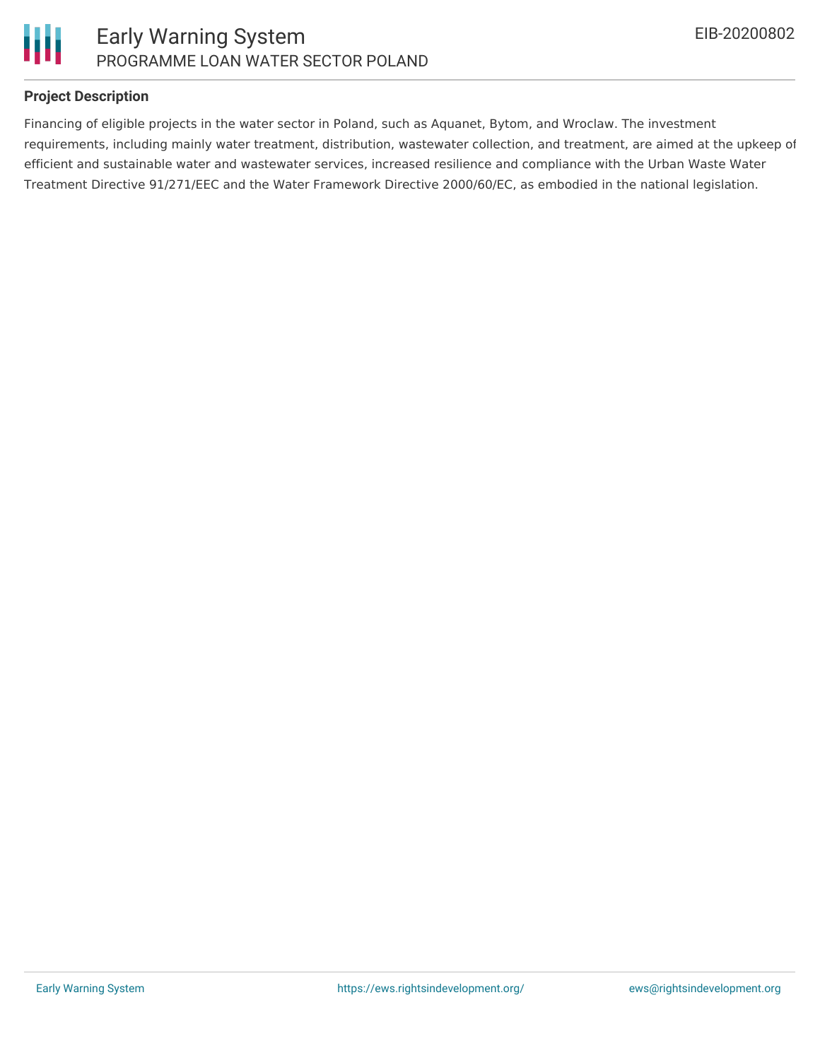### Project Description

Financing of eligible projects in the water sector in Poland, such as Aquanet, Bytom, and Wroclaw. The investment requirements, including mainly water treatment, distribution, wastewater collection, and treatment, are aimed at the upkeep of efficient and sustainable water and wastewater services, increased resilience and compliance with the Urban Waste Water Treatment Directive 91/271/EEC and the Water Framework Directive 2000/60/EC, as embodied in the national legislation.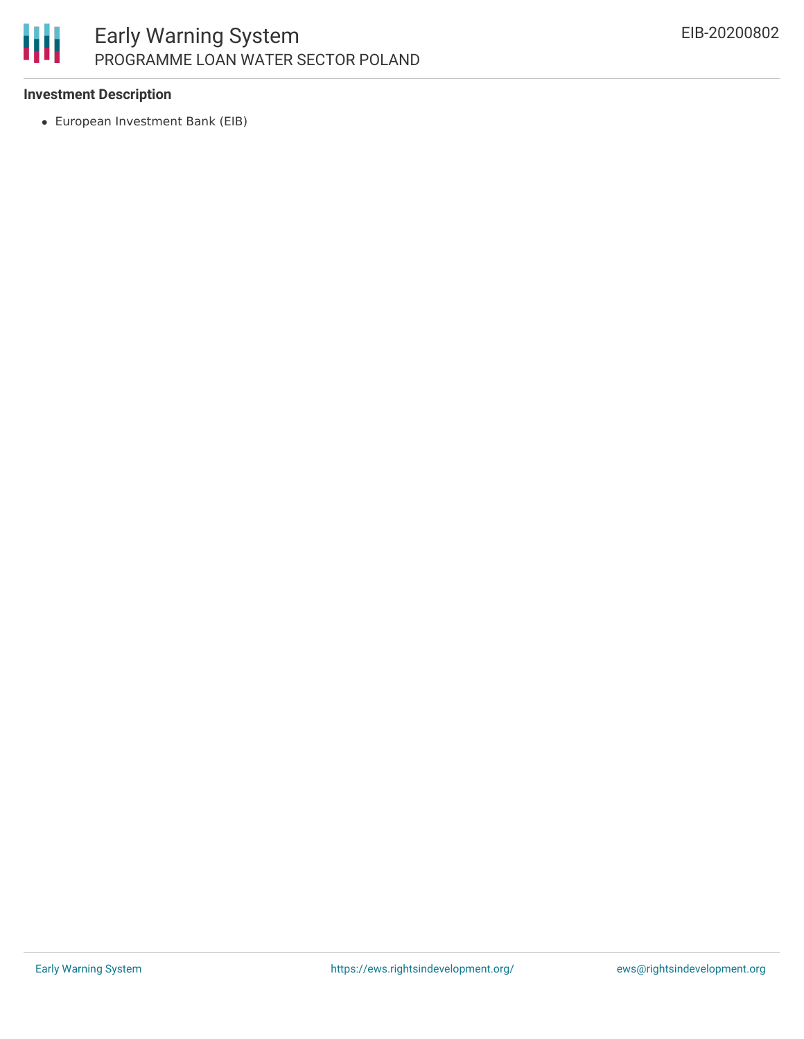**Investment Description**

- European Investment Bank (EIB)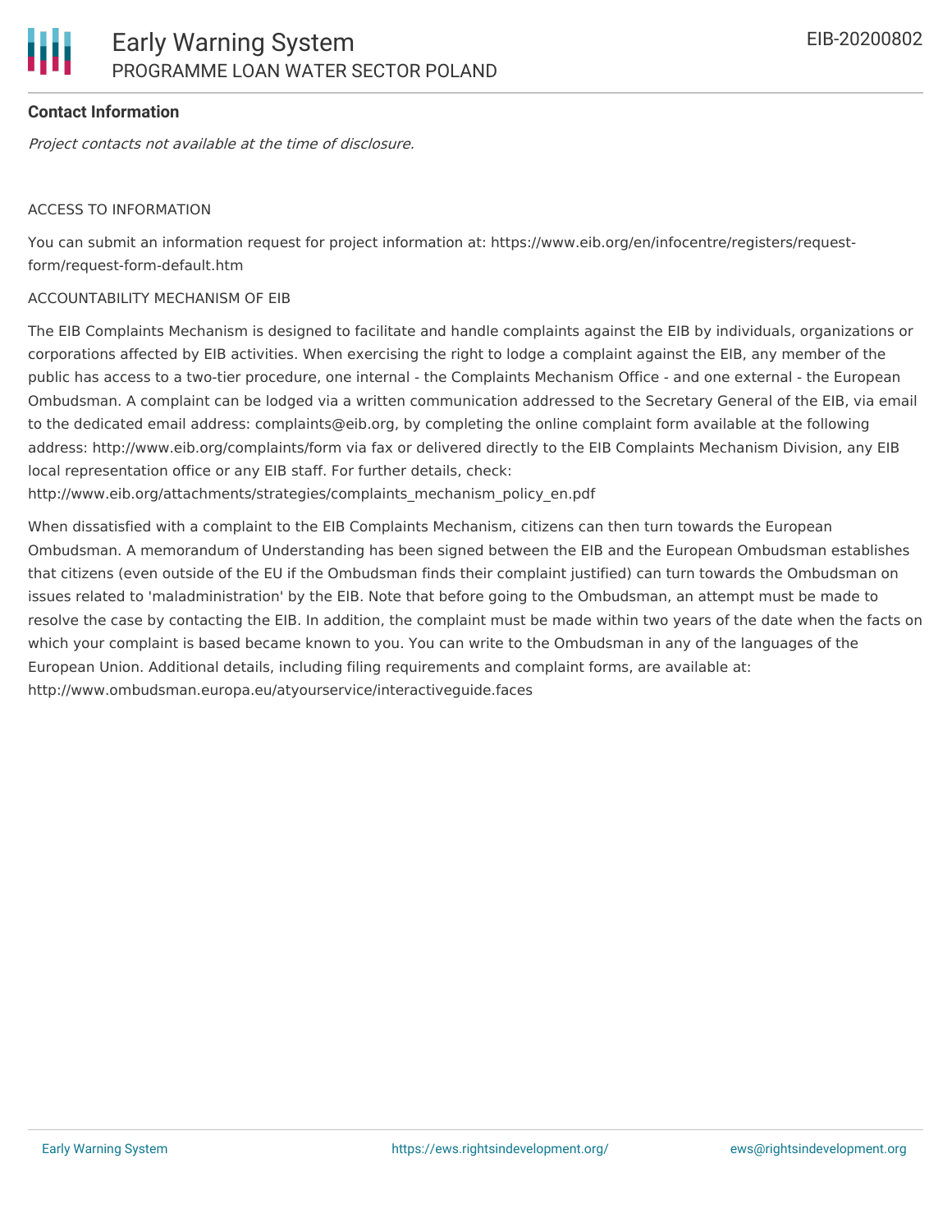**Contact Information**

*Project contacts not available at the time of disclosure.*

ACCESS TO INFORMATION

You can submit an information request for project information at: https://www.eib.org/en/infocentre/registers/request-form/request-form-default.htm

ACCOUNTABILITY MECHANISM OF EIB

The EIB Complaints Mechanism is designed to facilitate and handle complaints against the EIB by individuals, organizations or corporations affected by EIB activities. When exercising the right to lodge a complaint against the EIB, any member of the public has access to a two-tier procedure, one internal - the Complaints Mechanism Office - and one external - the European Ombudsman. A complaint can be lodged via a written communication addressed to the Secretary General of the EIB, via email to the dedicated email address: complaints@eib.org, by completing the online complaint form available at the following address: http://www.eib.org/complaints/form via fax or delivered directly to the EIB Complaints Mechanism Division, any EIB local representation office or any EIB staff. For further details, check: http://www.eib.org/attachments/strategies/complaints_mechanism_policy_en.pdf

When dissatisfied with a complaint to the EIB Complaints Mechanism, citizens can then turn towards the European Ombudsman. A memorandum of Understanding has been signed between the EIB and the European Ombudsman establishes that citizens (even outside of the EU if the Ombudsman finds their complaint justified) can turn towards the Ombudsman on issues related to 'maladministration' by the EIB. Note that before going to the Ombudsman, an attempt must be made to resolve the case by contacting the EIB. In addition, the complaint must be made within two years of the date when the facts on which your complaint is based became known to you. You can write to the Ombudsman in any of the languages of the European Union. Additional details, including filing requirements and complaint forms, are available at: http://www.ombudsman.europa.eu/atyourservice/interactiveguide.faces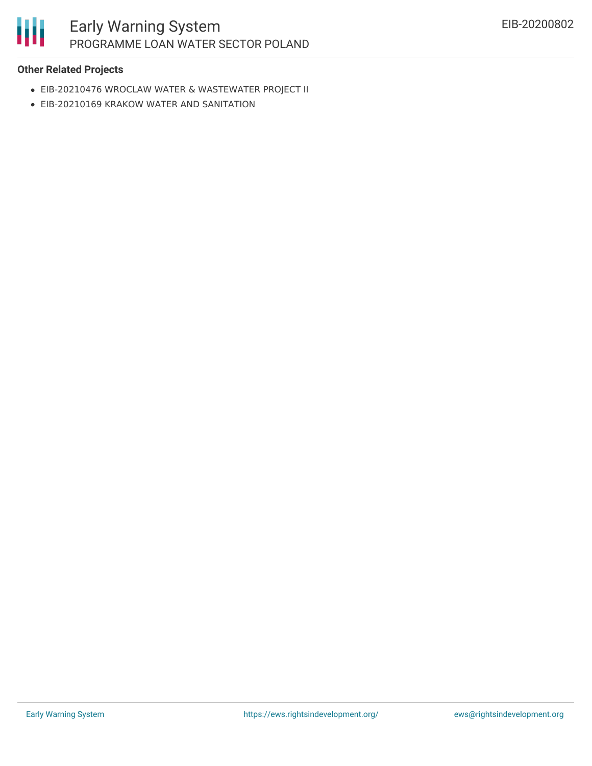**Other Related Projects**

- EIB-20210476 WROCLAW WATER & WASTEWATER PROJECT II
- EIB-20210169 KRAKOW WATER AND SANITATION